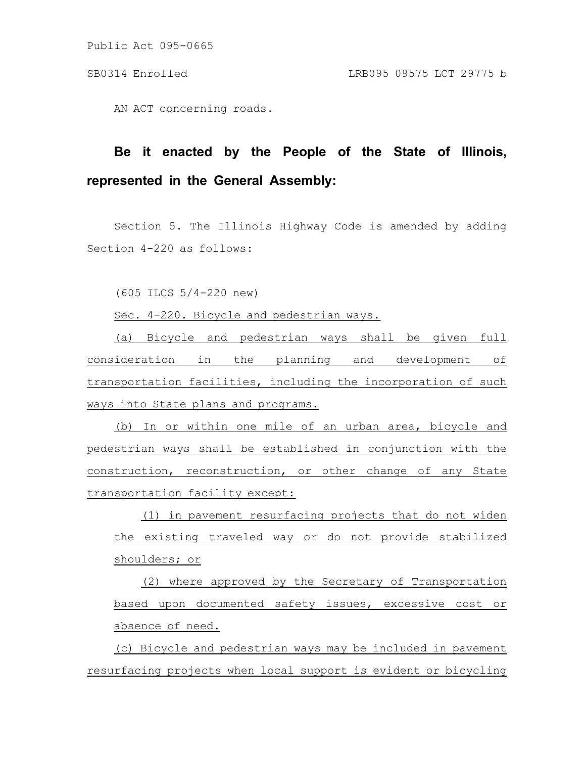Public Act 095-0665

SB0314 Enrolled LRB095 09575 LCT 29775 b

AN ACT concerning roads.

**Be it enacted by the People of the State of Illinois, represented in the General Assembly:**

Section 5. The Illinois Highway Code is amended by adding Section 4-220 as follows:

(605 ILCS 5/4-220 new)

Sec. 4-220. Bicycle and pedestrian ways.

(a) Bicycle and pedestrian ways shall be given full consideration in the planning and development of transportation facilities, including the incorporation of such ways into State plans and programs.

(b) In or within one mile of an urban area, bicycle and pedestrian ways shall be established in conjunction with the construction, reconstruction, or other change of any State transportation facility except:

(1) in pavement resurfacing projects that do not widen the existing traveled way or do not provide stabilized shoulders; or

(2) where approved by the Secretary of Transportation based upon documented safety issues, excessive cost or absence of need.

(c) Bicycle and pedestrian ways may be included in pavement resurfacing projects when local support is evident or bicycling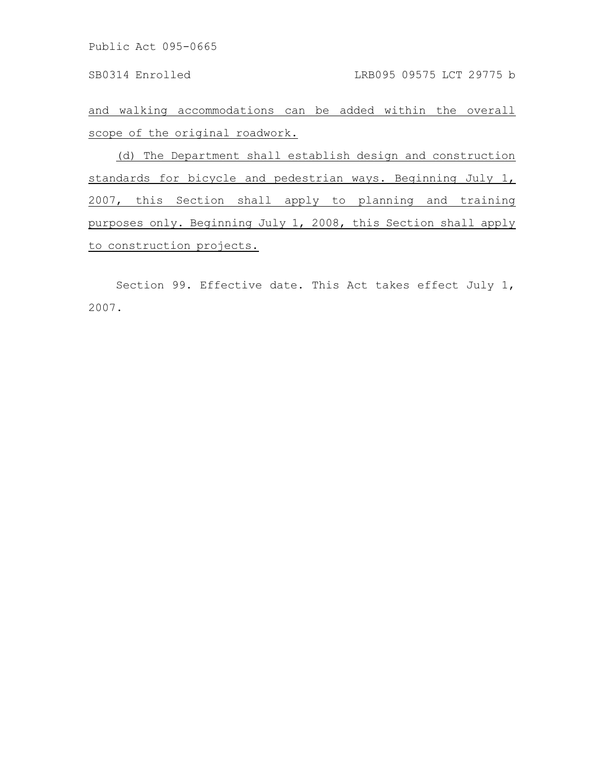and walking accommodations can be added within the overall scope of the original roadwork.

(d) The Department shall establish design and construction standards for bicycle and pedestrian ways. Beginning July 1, 2007, this Section shall apply to planning and training purposes only. Beginning July 1, 2008, this Section shall apply to construction projects.

Section 99. Effective date. This Act takes effect July 1, 2007.